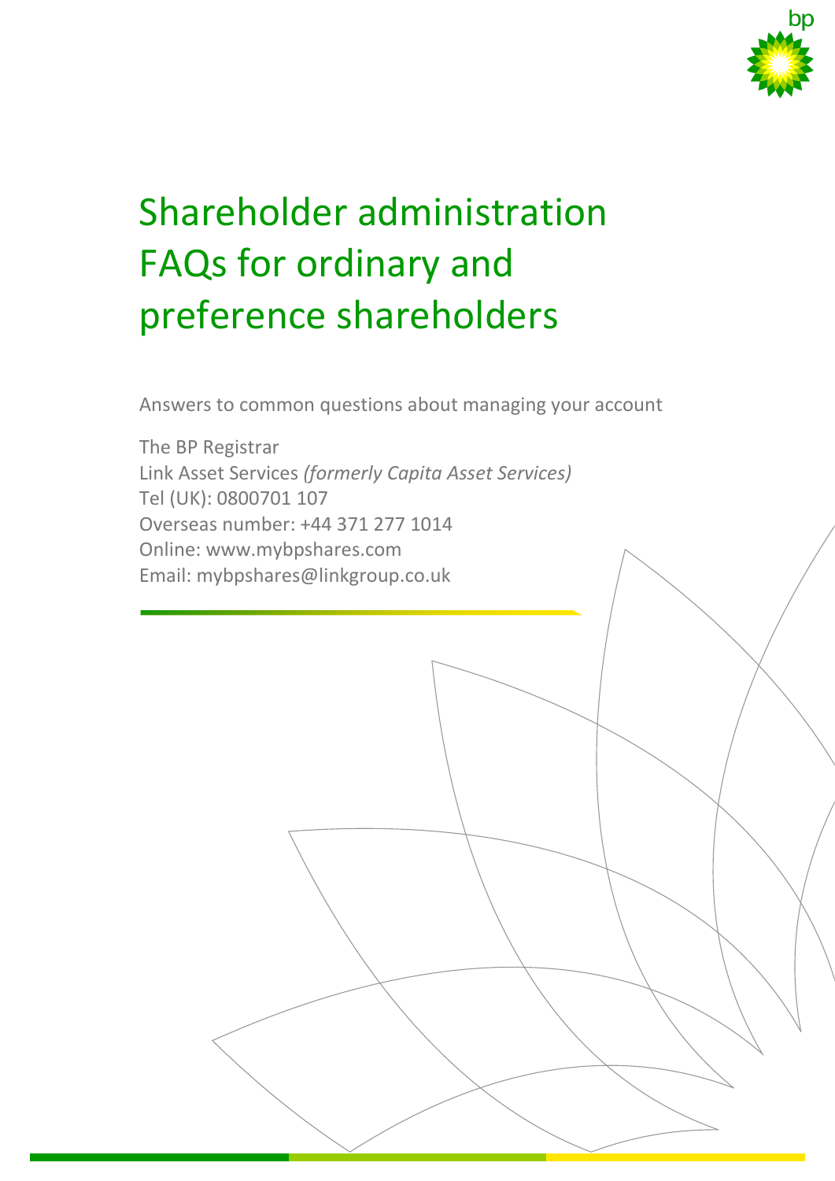# Shareholder administration FAQs for ordinary and preference shareholders

Answers to common questions about managing your account

The BP Registrar
Link Asset Services *(formerly Capita Asset Services)*
Tel (UK): 0800701 107
Overseas number: +44 371 277 1014
Online: www.mybpshares.com
Email: mybpshares@linkgroup.co.uk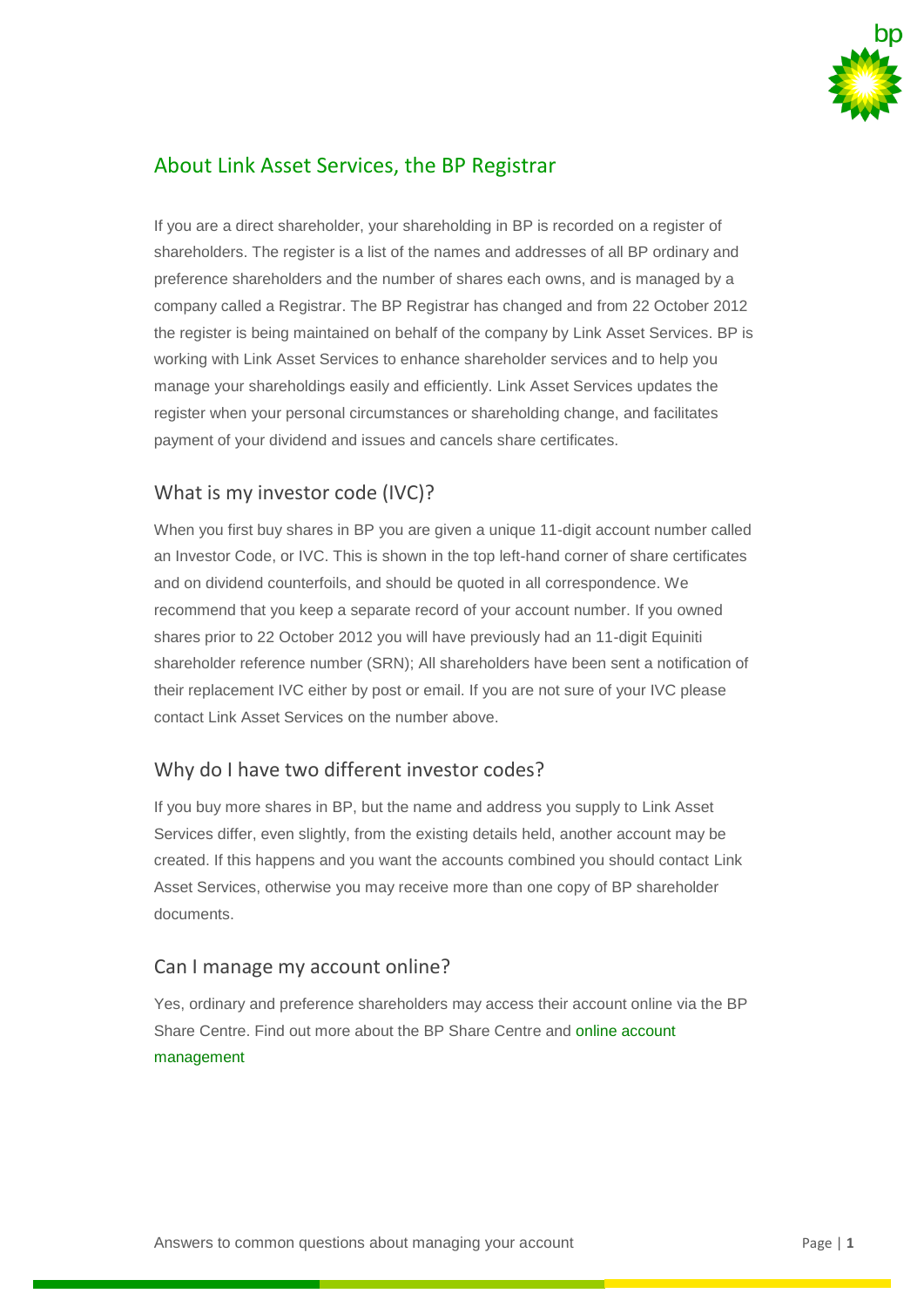## About Link Asset Services, the BP Registrar

If you are a direct shareholder, your shareholding in BP is recorded on a register of shareholders. The register is a list of the names and addresses of all BP ordinary and preference shareholders and the number of shares each owns, and is managed by a company called a Registrar. The BP Registrar has changed and from 22 October 2012 the register is being maintained on behalf of the company by Link Asset Services. BP is working with Link Asset Services to enhance shareholder services and to help you manage your shareholdings easily and efficiently. Link Asset Services updates the register when your personal circumstances or shareholding change, and facilitates payment of your dividend and issues and cancels share certificates.

### What is my investor code (IVC)?

When you first buy shares in BP you are given a unique 11-digit account number called an Investor Code, or IVC. This is shown in the top left-hand corner of share certificates and on dividend counterfoils, and should be quoted in all correspondence. We recommend that you keep a separate record of your account number. If you owned shares prior to 22 October 2012 you will have previously had an 11-digit Equiniti shareholder reference number (SRN); All shareholders have been sent a notification of their replacement IVC either by post or email. If you are not sure of your IVC please contact Link Asset Services on the number above.

### Why do I have two different investor codes?

If you buy more shares in BP, but the name and address you supply to Link Asset Services differ, even slightly, from the existing details held, another account may be created. If this happens and you want the accounts combined you should contact Link Asset Services, otherwise you may receive more than one copy of BP shareholder documents.

### Can I manage my account online?

Yes, ordinary and preference shareholders may access their account online via the BP Share Centre. Find out more about the BP Share Centre and online account management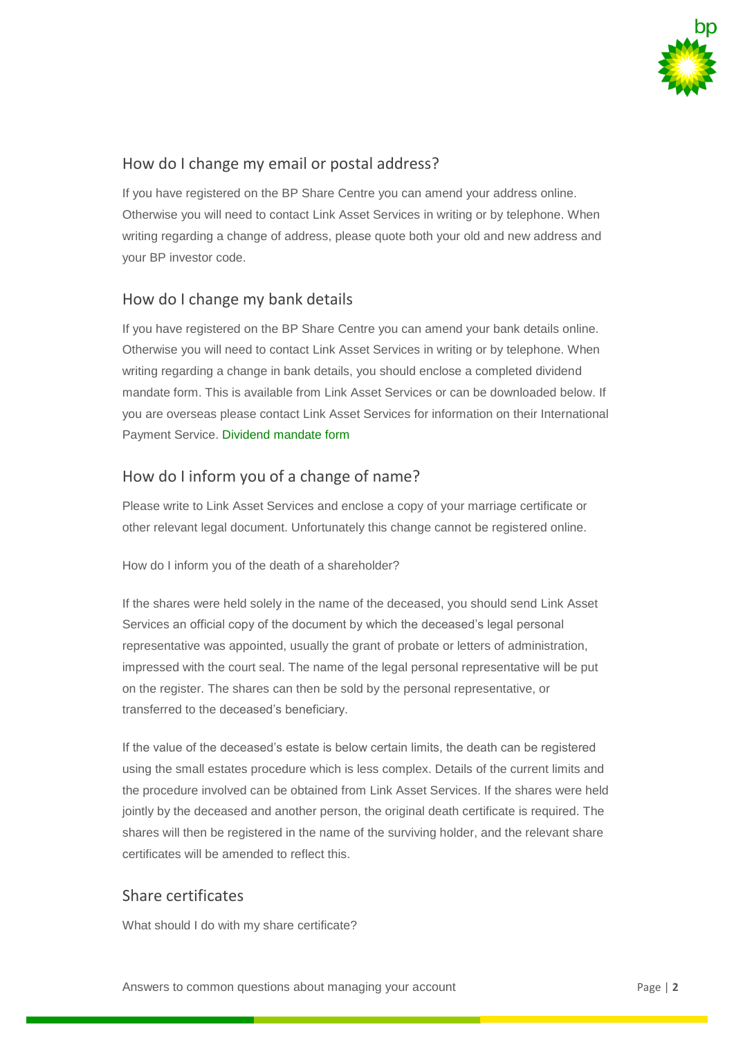## How do I change my email or postal address?

If you have registered on the BP Share Centre you can amend your address online. Otherwise you will need to contact Link Asset Services in writing or by telephone. When writing regarding a change of address, please quote both your old and new address and your BP investor code.

## How do I change my bank details

If you have registered on the BP Share Centre you can amend your bank details online. Otherwise you will need to contact Link Asset Services in writing or by telephone. When writing regarding a change in bank details, you should enclose a completed dividend mandate form. This is available from Link Asset Services or can be downloaded below. If you are overseas please contact Link Asset Services for information on their International Payment Service. Dividend mandate form

## How do I inform you of a change of name?

Please write to Link Asset Services and enclose a copy of your marriage certificate or other relevant legal document. Unfortunately this change cannot be registered online.

How do I inform you of the death of a shareholder?

If the shares were held solely in the name of the deceased, you should send Link Asset Services an official copy of the document by which the deceased's legal personal representative was appointed, usually the grant of probate or letters of administration, impressed with the court seal. The name of the legal personal representative will be put on the register. The shares can then be sold by the personal representative, or transferred to the deceased's beneficiary.

If the value of the deceased's estate is below certain limits, the death can be registered using the small estates procedure which is less complex. Details of the current limits and the procedure involved can be obtained from Link Asset Services. If the shares were held jointly by the deceased and another person, the original death certificate is required. The shares will then be registered in the name of the surviving holder, and the relevant share certificates will be amended to reflect this.

## Share certificates

What should I do with my share certificate?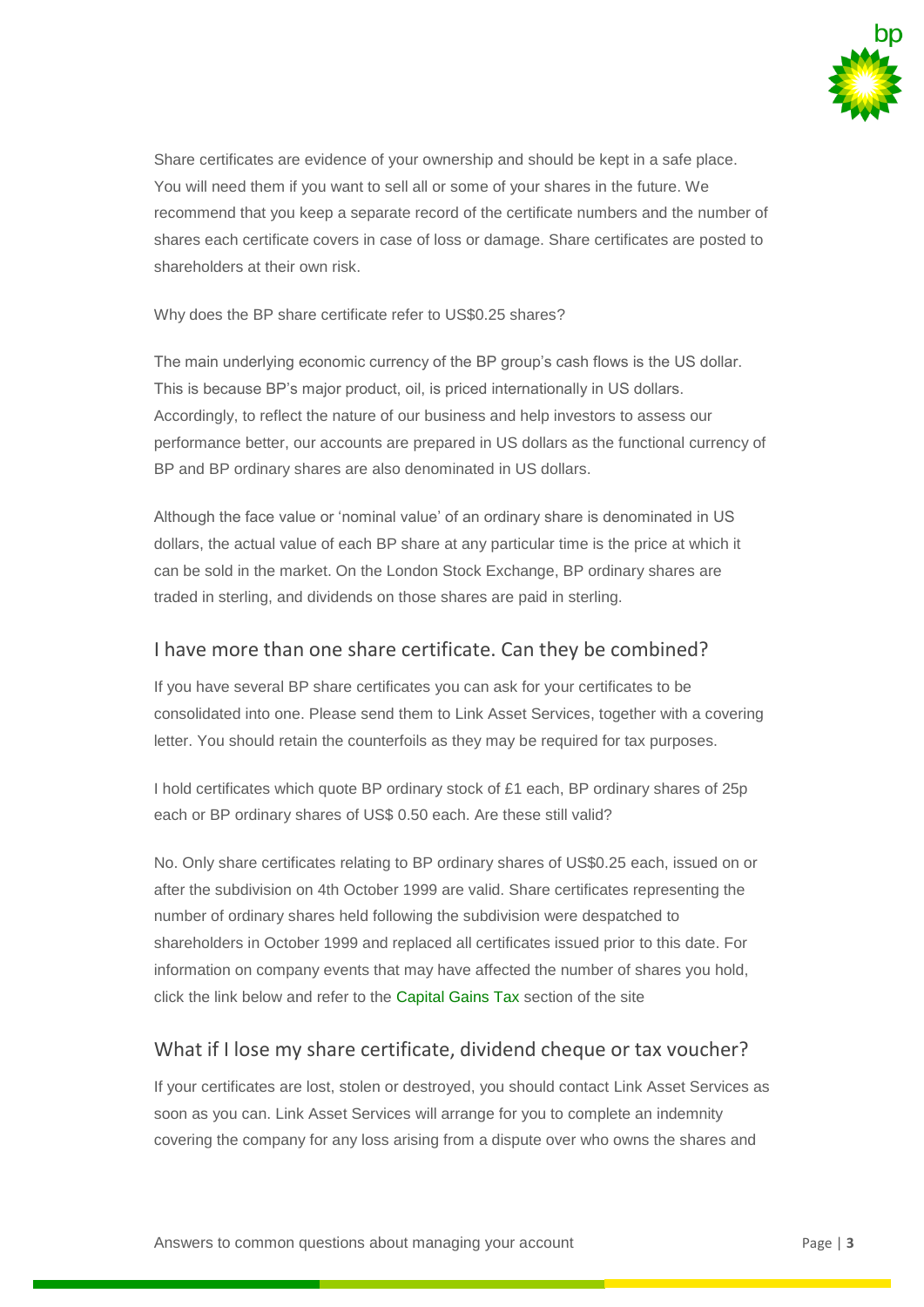Share certificates are evidence of your ownership and should be kept in a safe place. You will need them if you want to sell all or some of your shares in the future. We recommend that you keep a separate record of the certificate numbers and the number of shares each certificate covers in case of loss or damage. Share certificates are posted to shareholders at their own risk.

Why does the BP share certificate refer to US$0.25 shares?

The main underlying economic currency of the BP group's cash flows is the US dollar. This is because BP's major product, oil, is priced internationally in US dollars. Accordingly, to reflect the nature of our business and help investors to assess our performance better, our accounts are prepared in US dollars as the functional currency of BP and BP ordinary shares are also denominated in US dollars.

Although the face value or 'nominal value' of an ordinary share is denominated in US dollars, the actual value of each BP share at any particular time is the price at which it can be sold in the market. On the London Stock Exchange, BP ordinary shares are traded in sterling, and dividends on those shares are paid in sterling.

## I have more than one share certificate. Can they be combined?

If you have several BP share certificates you can ask for your certificates to be consolidated into one. Please send them to Link Asset Services, together with a covering letter. You should retain the counterfoils as they may be required for tax purposes.

I hold certificates which quote BP ordinary stock of £1 each, BP ordinary shares of 25p each or BP ordinary shares of US$ 0.50 each. Are these still valid?

No. Only share certificates relating to BP ordinary shares of US$0.25 each, issued on or after the subdivision on 4th October 1999 are valid. Share certificates representing the number of ordinary shares held following the subdivision were despatched to shareholders in October 1999 and replaced all certificates issued prior to this date. For information on company events that may have affected the number of shares you hold, click the link below and refer to the Capital Gains Tax section of the site

## What if I lose my share certificate, dividend cheque or tax voucher?

If your certificates are lost, stolen or destroyed, you should contact Link Asset Services as soon as you can. Link Asset Services will arrange for you to complete an indemnity covering the company for any loss arising from a dispute over who owns the shares and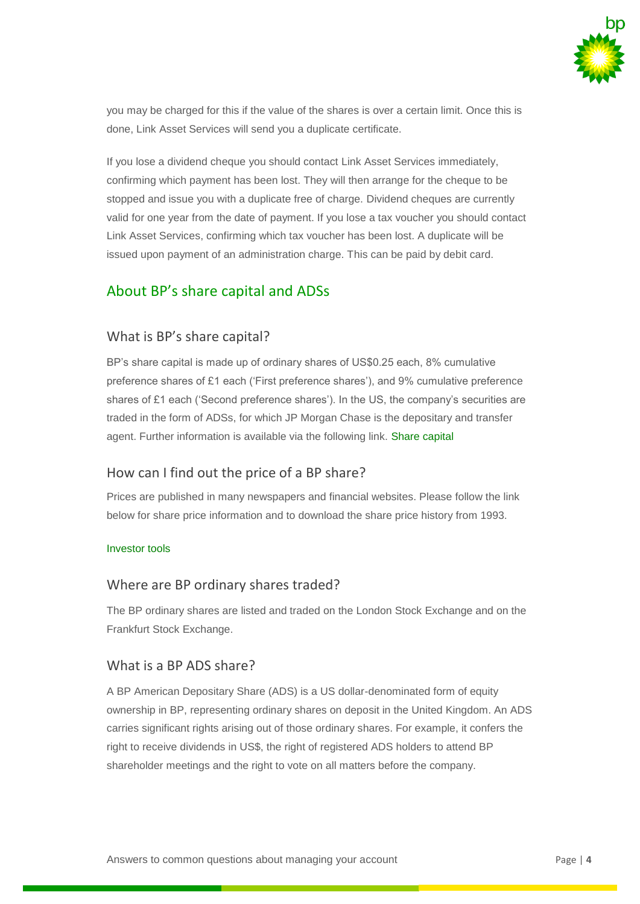you may be charged for this if the value of the shares is over a certain limit. Once this is done, Link Asset Services will send you a duplicate certificate.

If you lose a dividend cheque you should contact Link Asset Services immediately, confirming which payment has been lost. They will then arrange for the cheque to be stopped and issue you with a duplicate free of charge. Dividend cheques are currently valid for one year from the date of payment. If you lose a tax voucher you should contact Link Asset Services, confirming which tax voucher has been lost. A duplicate will be issued upon payment of an administration charge. This can be paid by debit card.

## About BP's share capital and ADSs

### What is BP's share capital?

BP's share capital is made up of ordinary shares of US$0.25 each, 8% cumulative preference shares of £1 each ('First preference shares'), and 9% cumulative preference shares of £1 each ('Second preference shares'). In the US, the company's securities are traded in the form of ADSs, for which JP Morgan Chase is the depositary and transfer agent. Further information is available via the following link. Share capital

### How can I find out the price of a BP share?

Prices are published in many newspapers and financial websites. Please follow the link below for share price information and to download the share price history from 1993.

Investor tools

### Where are BP ordinary shares traded?

The BP ordinary shares are listed and traded on the London Stock Exchange and on the Frankfurt Stock Exchange.

### What is a BP ADS share?

A BP American Depositary Share (ADS) is a US dollar-denominated form of equity ownership in BP, representing ordinary shares on deposit in the United Kingdom. An ADS carries significant rights arising out of those ordinary shares. For example, it confers the right to receive dividends in US$, the right of registered ADS holders to attend BP shareholder meetings and the right to vote on all matters before the company.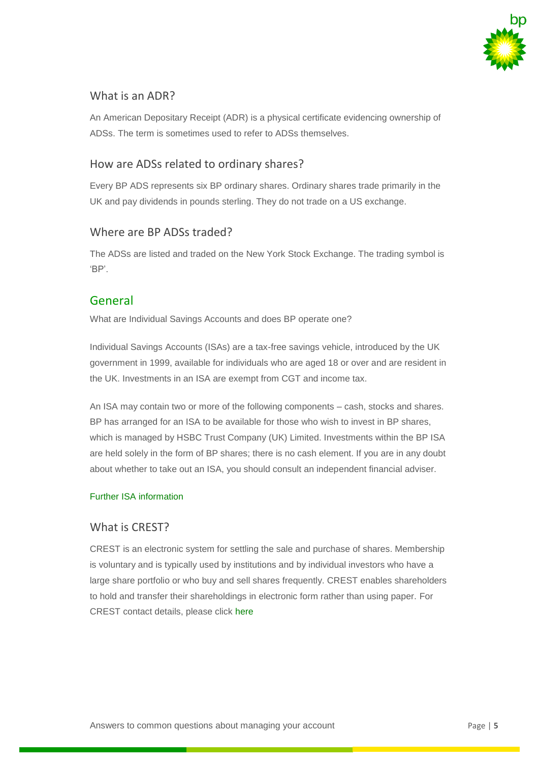### What is an ADR?

An American Depositary Receipt (ADR) is a physical certificate evidencing ownership of ADSs. The term is sometimes used to refer to ADSs themselves.

### How are ADSs related to ordinary shares?

Every BP ADS represents six BP ordinary shares. Ordinary shares trade primarily in the UK and pay dividends in pounds sterling. They do not trade on a US exchange.

### Where are BP ADSs traded?

The ADSs are listed and traded on the New York Stock Exchange. The trading symbol is 'BP'.

## General

What are Individual Savings Accounts and does BP operate one?

Individual Savings Accounts (ISAs) are a tax-free savings vehicle, introduced by the UK government in 1999, available for individuals who are aged 18 or over and are resident in the UK. Investments in an ISA are exempt from CGT and income tax.

An ISA may contain two or more of the following components – cash, stocks and shares. BP has arranged for an ISA to be available for those who wish to invest in BP shares, which is managed by HSBC Trust Company (UK) Limited. Investments within the BP ISA are held solely in the form of BP shares; there is no cash element. If you are in any doubt about whether to take out an ISA, you should consult an independent financial adviser.

Further ISA information

### What is CREST?

CREST is an electronic system for settling the sale and purchase of shares. Membership is voluntary and is typically used by institutions and by individual investors who have a large share portfolio or who buy and sell shares frequently. CREST enables shareholders to hold and transfer their shareholdings in electronic form rather than using paper. For CREST contact details, please click here